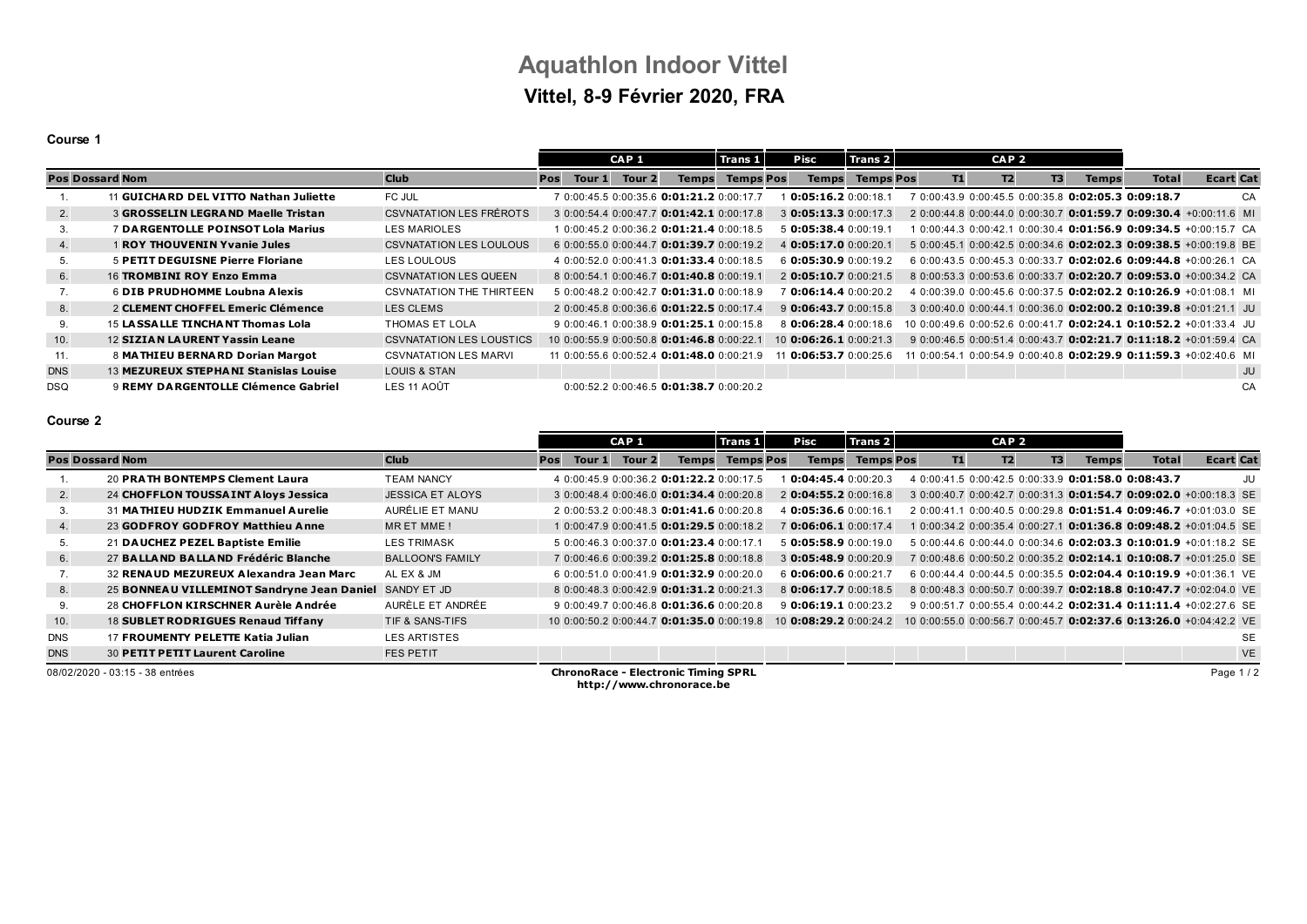# Aquathlon Indoor Vittel

## Vittel, 8-9 Février 2020, FRA

### Course 1

| Pos | Dossard | Nom | Club | CAP 1 | | | | Trans 1 | Pisc | | Trans 2 | CAP 2 | | | | | | | |
|---|---|---|---|---|---|---|---|---|---|---|---|---|---|---|---|---|---|---|---|
| | | | | Pos | Tour 1 | Tour 2 | Temps | Temps | Pos | Temps | Temps | Pos | T1 | T2 | T3 | Temps | Total | Ecart | Cat |
| 1. | 11 | **GUICHARD DEL VITTO Nathan Juliette** | FC JUL | 7 | 0:00:45.5 | 0:00:35.6 | **0:01:21.2** | 0:00:17.7 | 1 | **0:05:16.2** | 0:00:18.1 | 7 | 0:00:43.9 | 0:00:45.5 | 0:00:35.8 | **0:02:05.3** | **0:09:18.7** | | CA |
| 2. | 3 | **GROSSELIN LEGRAND Maelle Tristan** | CSVNATATION LES FRÉROTS | 3 | 0:00:54.4 | 0:00:47.7 | **0:01:42.1** | 0:00:17.8 | 3 | **0:05:13.3** | 0:00:17.3 | 2 | 0:00:44.8 | 0:00:44.0 | 0:00:30.7 | **0:01:59.7** | **0:09:30.4** | +0:00:11.6 | MI |
| 3. | 7 | **DARGENTOLLE POINSOT Lola Marius** | LES MARIOLES | 1 | 0:00:45.2 | 0:00:36.2 | **0:01:21.4** | 0:00:18.5 | 5 | **0:05:38.4** | 0:00:19.1 | 1 | 0:00:44.3 | 0:00:42.1 | 0:00:30.4 | **0:01:56.9** | **0:09:34.5** | +0:00:15.7 | CA |
| 4. | 1 | **ROY THOUVENIN Yvanie Jules** | CSVNATATION LES LOULOUS | 6 | 0:00:55.0 | 0:00:44.7 | **0:01:39.7** | 0:00:19.2 | 4 | **0:05:17.0** | 0:00:20.1 | 5 | 0:00:45.1 | 0:00:42.5 | 0:00:34.6 | **0:02:02.3** | **0:09:38.5** | +0:00:19.8 | BE |
| 5. | 5 | **PETIT DEGUISNE Pierre Floriane** | LES LOULOUS | 4 | 0:00:52.0 | 0:00:41.3 | **0:01:33.4** | 0:00:18.5 | 6 | **0:05:30.9** | 0:00:19.2 | 6 | 0:00:43.5 | 0:00:45.3 | 0:00:33.7 | **0:02:02.6** | **0:09:44.8** | +0:00:26.1 | CA |
| 6. | 16 | **TROMBINI ROY Enzo Emma** | CSVNATATION LES QUEEN | 8 | 0:00:54.1 | 0:00:46.7 | **0:01:40.8** | 0:00:19.1 | 2 | **0:05:10.7** | 0:00:21.5 | 8 | 0:00:53.3 | 0:00:53.6 | 0:00:33.7 | **0:02:20.7** | **0:09:53.0** | +0:00:34.2 | CA |
| 7. | 6 | **DIB PRUDHOMME Loubna Alexis** | CSVNATATION THE THIRTEEN | 5 | 0:00:48.2 | 0:00:42.7 | **0:01:31.0** | 0:00:18.9 | 7 | **0:06:14.4** | 0:00:20.2 | 4 | 0:00:39.0 | 0:00:45.6 | 0:00:37.5 | **0:02:02.2** | **0:10:26.9** | +0:01:08.1 | MI |
| 8. | 2 | **CLEMENT CHOFFEL Emeric Clémence** | LES CLEMS | 2 | 0:00:45.8 | 0:00:36.6 | **0:01:22.5** | 0:00:17.4 | 9 | **0:06:43.7** | 0:00:15.8 | 3 | 0:00:40.0 | 0:00:44.1 | 0:00:36.0 | **0:02:00.2** | **0:10:39.8** | +0:01:21.1 | JU |
| 9. | 15 | **LASSALLE TINCHANT Thomas Lola** | THOMAS ET LOLA | 9 | 0:00:46.1 | 0:00:38.9 | **0:01:25.1** | 0:00:15.8 | 8 | **0:06:28.4** | 0:00:18.6 | 10 | 0:00:49.6 | 0:00:52.6 | 0:00:41.7 | **0:02:24.1** | **0:10:52.2** | +0:01:33.4 | JU |
| 10. | 12 | **SIZIAN LAURENT Yassin Leane** | CSVNATATION LES LOUSTICS | 10 | 0:00:55.9 | 0:00:50.8 | **0:01:46.8** | 0:00:22.1 | 10 | **0:06:26.1** | 0:00:21.3 | 9 | 0:00:46.5 | 0:00:51.4 | 0:00:43.7 | **0:02:21.7** | **0:11:18.2** | +0:01:59.4 | CA |
| 11. | 8 | **MATHIEU BERNARD Dorian Margot** | CSVNATATION LES MARVI | 11 | 0:00:55.6 | 0:00:52.4 | **0:01:48.0** | 0:00:21.9 | 11 | **0:06:53.7** | 0:00:25.6 | 11 | 0:00:54.1 | 0:00:54.9 | 0:00:40.8 | **0:02:29.9** | **0:11:59.3** | +0:02:40.6 | MI |
| DNS | 13 | **MEZUREUX STEPHANI Stanislas Louise** | LOUIS & STAN | | | | | | | | | | | | | | | | JU |
| DSQ | 9 | **REMY DARGENTOLLE Clémence Gabriel** | LES 11 AOÛT | | 0:00:52.2 | 0:00:46.5 | **0:01:38.7** | 0:00:20.2 | | | | | | | | | | | CA |

### Course 2

| Pos | Dossard | Nom | Club | CAP 1 | | | | Trans 1 | Pisc | | Trans 2 | CAP 2 | | | | | | | |
|---|---|---|---|---|---|---|---|---|---|---|---|---|---|---|---|---|---|---|---|
| | | | | Pos | Tour 1 | Tour 2 | Temps | Temps | Pos | Temps | Temps | Pos | T1 | T2 | T3 | Temps | Total | Ecart | Cat |
| 1. | 20 | **PRATH BONTEMPS Clement Laura** | TEAM NANCY | 4 | 0:00:45.9 | 0:00:36.2 | **0:01:22.2** | 0:00:17.5 | 1 | **0:04:45.4** | 0:00:20.3 | 4 | 0:00:41.5 | 0:00:42.5 | 0:00:33.9 | **0:01:58.0** | **0:08:43.7** | | JU |
| 2. | 24 | **CHOFFLON TOUSSAINT Aloys Jessica** | JESSICA ET ALOYS | 3 | 0:00:48.4 | 0:00:46.0 | **0:01:34.4** | 0:00:20.8 | 2 | **0:04:55.2** | 0:00:16.8 | 3 | 0:00:40.7 | 0:00:42.7 | 0:00:31.3 | **0:01:54.7** | **0:09:02.0** | +0:00:18.3 | SE |
| 3. | 31 | **MATHIEU HUDZIK Emmanuel Aurelie** | AURÉLIE ET MANU | 2 | 0:00:53.2 | 0:00:48.3 | **0:01:41.6** | 0:00:20.8 | 4 | **0:05:36.6** | 0:00:16.1 | 2 | 0:00:41.1 | 0:00:40.5 | 0:00:29.8 | **0:01:51.4** | **0:09:46.7** | +0:01:03.0 | SE |
| 4. | 23 | **GODFROY GODFROY Matthieu Anne** | MR ET MME ! | 1 | 0:00:47.9 | 0:00:41.5 | **0:01:29.5** | 0:00:18.2 | 7 | **0:06:06.1** | 0:00:17.4 | 1 | 0:00:34.2 | 0:00:35.4 | 0:00:27.1 | **0:01:36.8** | **0:09:48.2** | +0:01:04.5 | SE |
| 5. | 21 | **DAUCHEZ PEZEL Baptiste Emilie** | LES TRIMASK | 5 | 0:00:46.3 | 0:00:37.0 | **0:01:23.4** | 0:00:17.1 | 5 | **0:05:58.9** | 0:00:19.0 | 5 | 0:00:44.6 | 0:00:44.0 | 0:00:34.6 | **0:02:03.3** | **0:10:01.9** | +0:01:18.2 | SE |
| 6. | 27 | **BALLAND BALLAND Frédéric Blanche** | BALLOON'S FAMILY | 7 | 0:00:46.6 | 0:00:39.2 | **0:01:25.8** | 0:00:18.8 | 3 | **0:05:48.9** | 0:00:20.9 | 7 | 0:00:48.6 | 0:00:50.2 | 0:00:35.2 | **0:02:14.1** | **0:10:08.7** | +0:01:25.0 | SE |
| 7. | 32 | **RENAUD MEZUREUX Alexandra Jean Marc** | AL EX & JM | 6 | 0:00:51.0 | 0:00:41.9 | **0:01:32.9** | 0:00:20.0 | 6 | **0:06:00.6** | 0:00:21.7 | 6 | 0:00:44.4 | 0:00:44.5 | 0:00:35.5 | **0:02:04.4** | **0:10:19.9** | +0:01:36.1 | VE |
| 8. | 25 | **BONNEAU VILLEMINOT Sandryne Jean Daniel** | SANDY ET JD | 8 | 0:00:48.3 | 0:00:42.9 | **0:01:31.2** | 0:00:21.3 | 8 | **0:06:17.7** | 0:00:18.5 | 8 | 0:00:48.3 | 0:00:50.7 | 0:00:39.7 | **0:02:18.8** | **0:10:47.7** | +0:02:04.0 | VE |
| 9. | 28 | **CHOFFLON KIRSCHNER Aurèle Andrée** | AURÈLE ET ANDRÉE | 9 | 0:00:49.7 | 0:00:46.8 | **0:01:36.6** | 0:00:20.8 | 9 | **0:06:19.1** | 0:00:23.2 | 9 | 0:00:51.7 | 0:00:55.4 | 0:00:44.2 | **0:02:31.4** | **0:11:11.4** | +0:02:27.6 | SE |
| 10. | 18 | **SUBLET RODRIGUES Renaud Tiffany** | TIF & SANS-TIFS | 10 | 0:00:50.2 | 0:00:44.7 | **0:01:35.0** | 0:00:19.8 | 10 | **0:08:29.2** | 0:00:24.2 | 10 | 0:00:55.0 | 0:00:56.7 | 0:00:45.7 | **0:02:37.6** | **0:13:26.0** | +0:04:42.2 | VE |
| DNS | 17 | **FROUMENTY PELETTE Katia Julian** | LES ARTISTES | | | | | | | | | | | | | | | | SE |
| DNS | 30 | **PETIT PETIT Laurent Caroline** | FES PETIT | | | | | | | | | | | | | | | | VE |

08/02/2020 - 03:15 - 38 entrées

**ChronoRace - Electronic Timing SPRL**
**http://www.chronorace.be**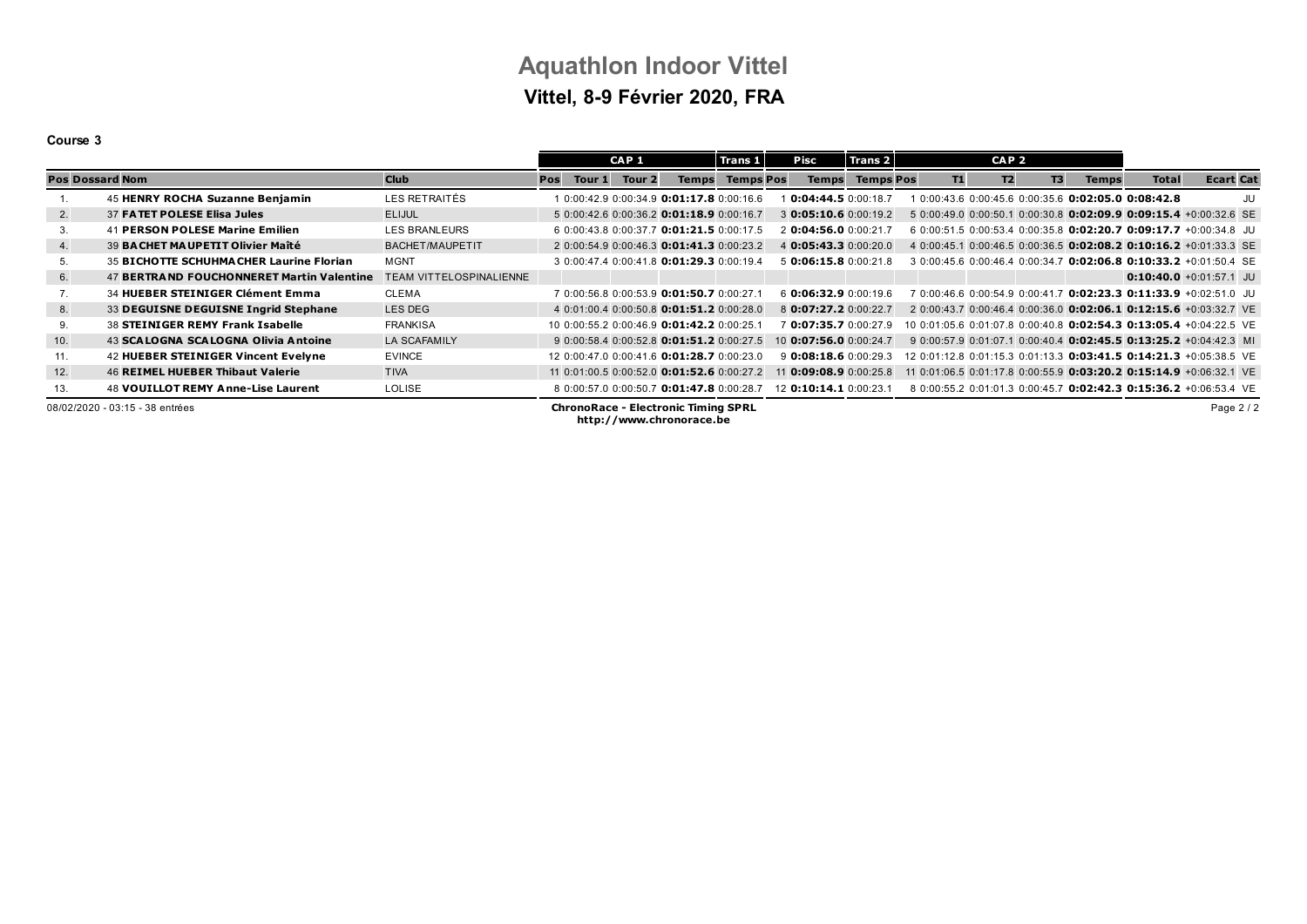# Aquathlon Indoor Vittel

## Vittel, 8-9 Février 2020, FRA

**Course 3**

| | | | | CAP 1 | | | | Trans 1 | Pisc | | Trans 2 | CAP 2 | | | | | | | |
|---|---|---|---|---|---|---|---|---|---|---|---|---|---|---|---|---|---|---|---|
| **Pos** | **Dossard** | **Nom** | **Club** | **Pos** | **Tour 1** | **Tour 2** | **Temps** | **Temps** | **Pos** | **Temps** | **Temps** | **Pos** | **T1** | **T2** | **T3** | **Temps** | **Total** | **Ecart** | **Cat** |
| 1. | 45 | **HENRY ROCHA Suzanne Benjamin** | LES RETRAITÉS | 1 | 0:00:42.9 | 0:00:34.9 | **0:01:17.8** | 0:00:16.6 | 1 | **0:04:44.5** | 0:00:18.7 | 1 | 0:00:43.6 | 0:00:45.6 | 0:00:35.6 | **0:02:05.0** | **0:08:42.8** | | JU |
| 2. | 37 | **FATET POLESE Elisa Jules** | ELIJUL | 5 | 0:00:42.6 | 0:00:36.2 | **0:01:18.9** | 0:00:16.7 | 3 | **0:05:10.6** | 0:00:19.2 | 5 | 0:00:49.0 | 0:00:50.1 | 0:00:30.8 | **0:02:09.9** | **0:09:15.4** | +0:00:32.6 | SE |
| 3. | 41 | **PERSON POLESE Marine Emilien** | LES BRANLEURS | 6 | 0:00:43.8 | 0:00:37.7 | **0:01:21.5** | 0:00:17.5 | 2 | **0:04:56.0** | 0:00:21.7 | 6 | 0:00:51.5 | 0:00:53.4 | 0:00:35.8 | **0:02:20.7** | **0:09:17.7** | +0:00:34.8 | JU |
| 4. | 39 | **BACHET MAUPETIT Olivier Maïté** | BACHET/MAUPETIT | 2 | 0:00:54.9 | 0:00:46.3 | **0:01:41.3** | 0:00:23.2 | 4 | **0:05:43.3** | 0:00:20.0 | 4 | 0:00:45.1 | 0:00:46.5 | 0:00:36.5 | **0:02:08.2** | **0:10:16.2** | +0:01:33.3 | SE |
| 5. | 35 | **BICHOTTE SCHUHMACHER Laurine Florian** | MGNT | 3 | 0:00:47.4 | 0:00:41.8 | **0:01:29.3** | 0:00:19.4 | 5 | **0:06:15.8** | 0:00:21.8 | 3 | 0:00:45.6 | 0:00:46.4 | 0:00:34.7 | **0:02:06.8** | **0:10:33.2** | +0:01:50.4 | SE |
| 6. | 47 | **BERTRAND FOUCHONNERET Martin Valentine** | TEAM VITTELOSPINALIENNE | | | | | | | | | | | | | | **0:10:40.0** | +0:01:57.1 | JU |
| 7. | 34 | **HUEBER STEINIGER Clément Emma** | CLEMA | 7 | 0:00:56.8 | 0:00:53.9 | **0:01:50.7** | 0:00:27.1 | 6 | **0:06:32.9** | 0:00:19.6 | 7 | 0:00:46.6 | 0:00:54.9 | 0:00:41.7 | **0:02:23.3** | **0:11:33.9** | +0:02:51.0 | JU |
| 8. | 33 | **DEGUISNE DEGUISNE Ingrid Stephane** | LES DEG | 4 | 0:01:00.4 | 0:00:50.8 | **0:01:51.2** | 0:00:28.0 | 8 | **0:07:27.2** | 0:00:22.7 | 2 | 0:00:43.7 | 0:00:46.4 | 0:00:36.0 | **0:02:06.1** | **0:12:15.6** | +0:03:32.7 | VE |
| 9. | 38 | **STEINIGER REMY Frank Isabelle** | FRANKISA | 10 | 0:00:55.2 | 0:00:46.9 | **0:01:42.2** | 0:00:25.1 | 7 | **0:07:35.7** | 0:00:27.9 | 10 | 0:01:05.6 | 0:01:07.8 | 0:00:40.8 | **0:02:54.3** | **0:13:05.4** | +0:04:22.5 | VE |
| 10. | 43 | **SCALOGNA SCALOGNA Olivia Antoine** | LA SCAFAMILY | 9 | 0:00:58.4 | 0:00:52.8 | **0:01:51.2** | 0:00:27.5 | 10 | **0:07:56.0** | 0:00:24.7 | 9 | 0:00:57.9 | 0:01:07.1 | 0:00:40.4 | **0:02:45.5** | **0:13:25.2** | +0:04:42.3 | MI |
| 11. | 42 | **HUEBER STEINIGER Vincent Evelyne** | EVINCE | 12 | 0:00:47.0 | 0:00:41.6 | **0:01:28.7** | 0:00:23.0 | 9 | **0:08:18.6** | 0:00:29.3 | 12 | 0:01:12.8 | 0:01:15.3 | 0:01:13.3 | **0:03:41.5** | **0:14:21.3** | +0:05:38.5 | VE |
| 12. | 46 | **REIMEL HUEBER Thibaut Valerie** | TIVA | 11 | 0:01:00.5 | 0:00:52.0 | **0:01:52.6** | 0:00:27.2 | 11 | **0:09:08.9** | 0:00:25.8 | 11 | 0:01:06.5 | 0:01:17.8 | 0:00:55.9 | **0:03:20.2** | **0:15:14.9** | +0:06:32.1 | VE |
| 13. | 48 | **VOUILLOT REMY Anne-Lise Laurent** | LOLISE | 8 | 0:00:57.0 | 0:00:50.7 | **0:01:47.8** | 0:00:28.7 | 12 | **0:10:14.1** | 0:00:23.1 | 8 | 0:00:55.2 | 0:01:01.3 | 0:00:45.7 | **0:02:42.3** | **0:15:36.2** | +0:06:53.4 | VE |

08/02/2020 - 03:15 - 38 entrées

**ChronoRace - Electronic Timing SPRL**
**http://www.chronorace.be**